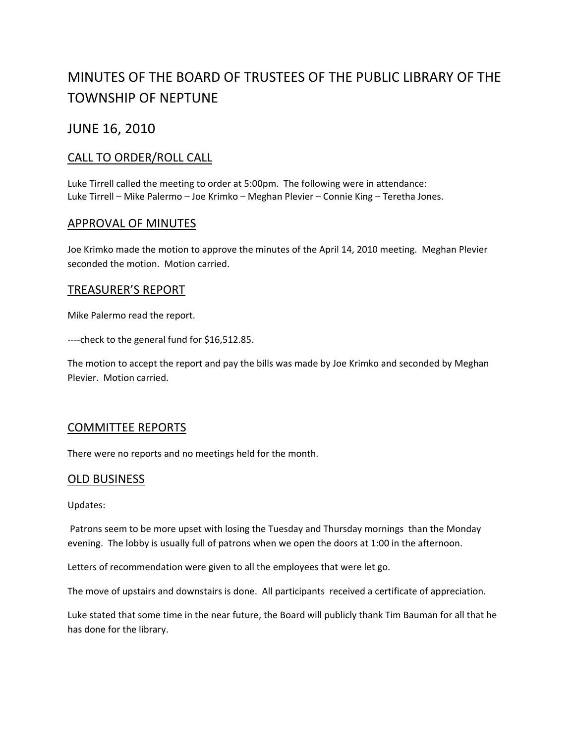# MINUTES OF THE BOARD OF TRUSTEES OF THE PUBLIC LIBRARY OF THE TOWNSHIP OF NEPTUNE

## JUNE 16, 2010

### CALL TO ORDER/ROLL CALL

Luke Tirrell called the meeting to order at 5:00pm. The following were in attendance:
Luke Tirrell – Mike Palermo – Joe Krimko – Meghan Plevier – Connie King – Teretha Jones.

### APPROVAL OF MINUTES

Joe Krimko made the motion to approve the minutes of the April 14, 2010 meeting. Meghan Plevier seconded the motion. Motion carried.

### TREASURER'S REPORT

Mike Palermo read the report.

----check to the general fund for $16,512.85.

The motion to accept the report and pay the bills was made by Joe Krimko and seconded by Meghan Plevier. Motion carried.

### COMMITTEE REPORTS

There were no reports and no meetings held for the month.

### OLD BUSINESS

Updates:

Patrons seem to be more upset with losing the Tuesday and Thursday mornings than the Monday evening. The lobby is usually full of patrons when we open the doors at 1:00 in the afternoon.

Letters of recommendation were given to all the employees that were let go.

The move of upstairs and downstairs is done. All participants received a certificate of appreciation.

Luke stated that some time in the near future, the Board will publicly thank Tim Bauman for all that he has done for the library.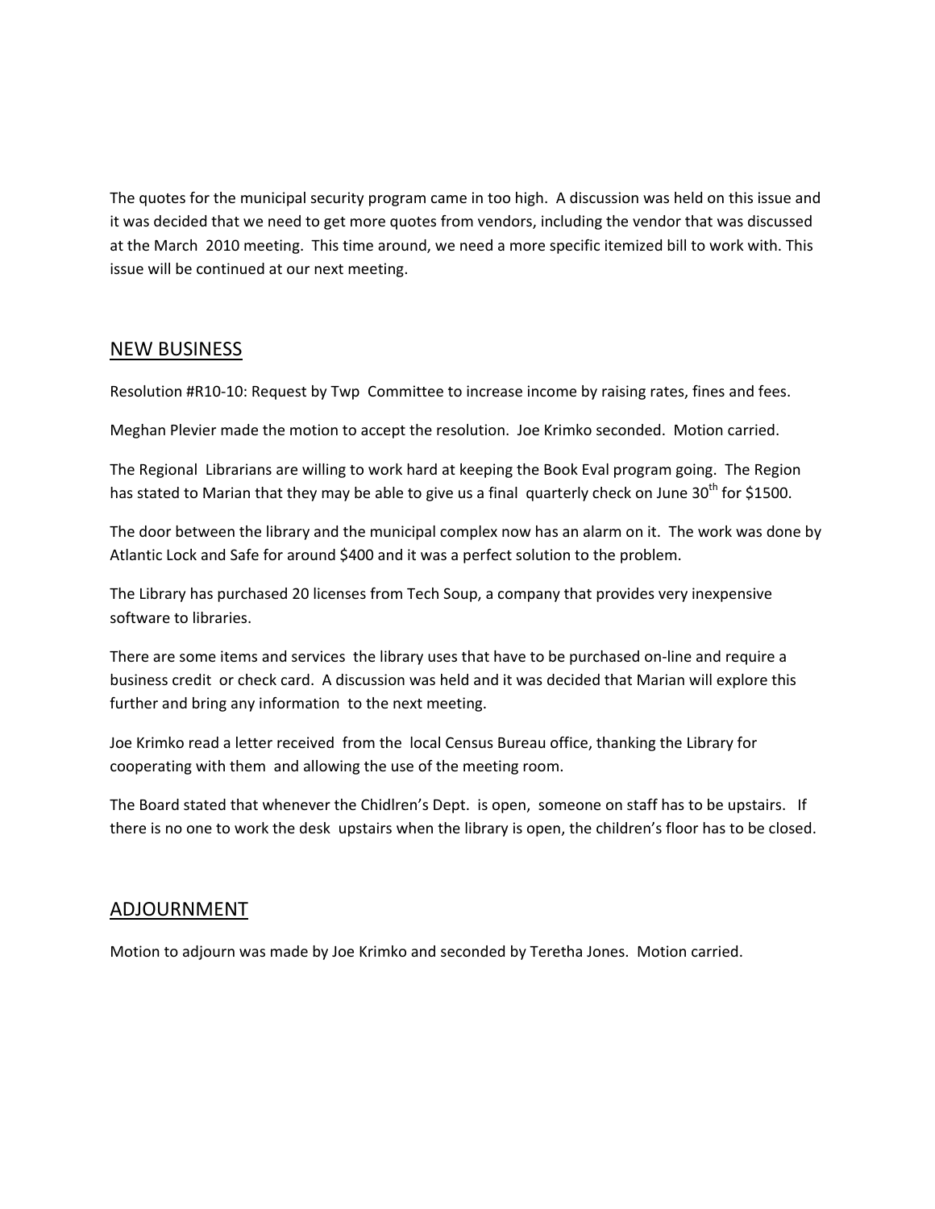The quotes for the municipal security program came in too high. A discussion was held on this issue and it was decided that we need to get more quotes from vendors, including the vendor that was discussed at the March 2010 meeting. This time around, we need a more specific itemized bill to work with. This issue will be continued at our next meeting.

## NEW BUSINESS

Resolution #R10-10: Request by Twp Committee to increase income by raising rates, fines and fees.

Meghan Plevier made the motion to accept the resolution. Joe Krimko seconded. Motion carried.

The Regional Librarians are willing to work hard at keeping the Book Eval program going. The Region has stated to Marian that they may be able to give us a final quarterly check on June 30th for $1500.

The door between the library and the municipal complex now has an alarm on it. The work was done by Atlantic Lock and Safe for around $400 and it was a perfect solution to the problem.

The Library has purchased 20 licenses from Tech Soup, a company that provides very inexpensive software to libraries.

There are some items and services the library uses that have to be purchased on-line and require a business credit or check card. A discussion was held and it was decided that Marian will explore this further and bring any information to the next meeting.

Joe Krimko read a letter received from the local Census Bureau office, thanking the Library for cooperating with them and allowing the use of the meeting room.

The Board stated that whenever the Chidlren's Dept. is open, someone on staff has to be upstairs. If there is no one to work the desk upstairs when the library is open, the children's floor has to be closed.

## ADJOURNMENT

Motion to adjourn was made by Joe Krimko and seconded by Teretha Jones. Motion carried.